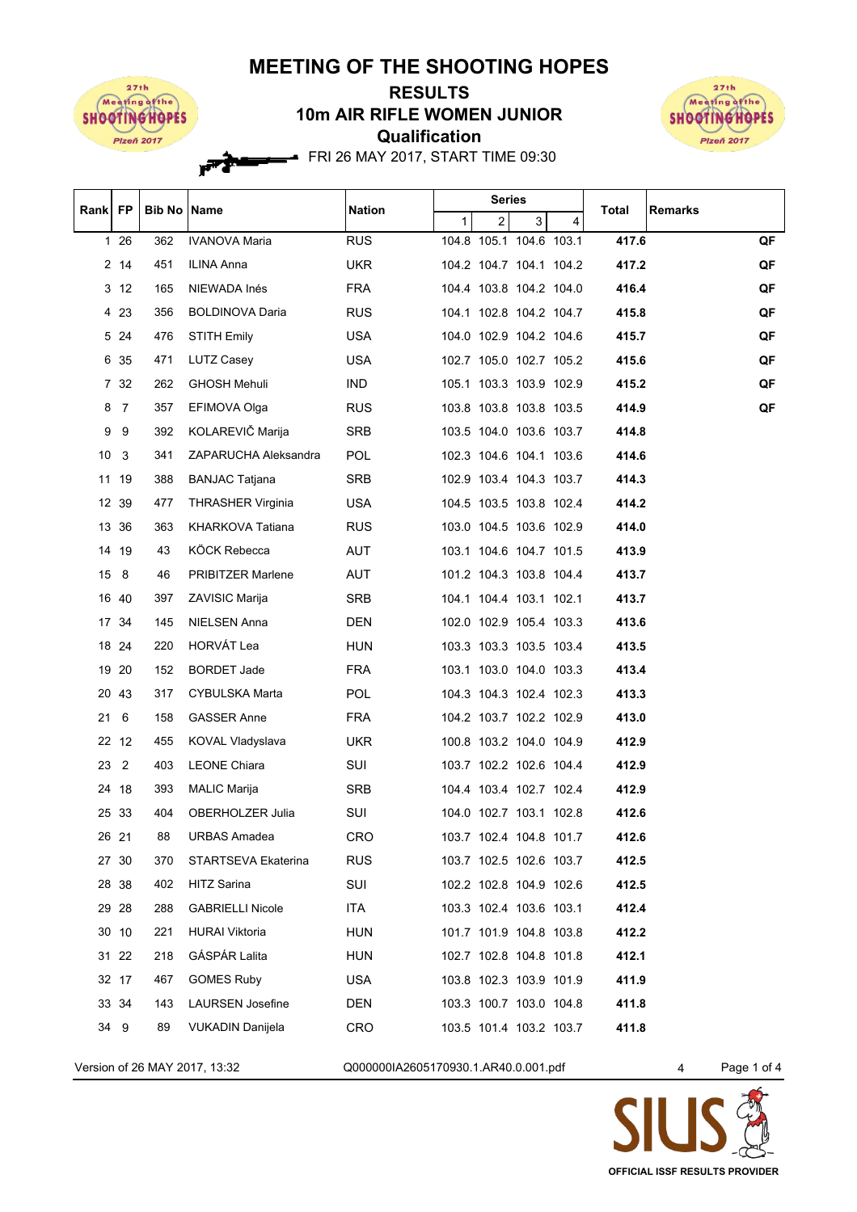# MEETING OF THE SHOOTING HOPES

## RESULTS
## 10m AIR RIFLE WOMEN JUNIOR
## Qualification

FRI 26 MAY 2017, START TIME 09:30

| Rank | FP | Bib No | Name | Nation | Series 1 | Series 2 | Series 3 | Series 4 | Total | Remarks |
|---|---|---|---|---|---|---|---|---|---|---|
| 1 | 26 | 362 | IVANOVA Maria | RUS | 104.8 | 105.1 | 104.6 | 103.1 | **417.6** | **QF** |
| 2 | 14 | 451 | ILINA Anna | UKR | 104.2 | 104.7 | 104.1 | 104.2 | **417.2** | **QF** |
| 3 | 12 | 165 | NIEWADA Inés | FRA | 104.4 | 103.8 | 104.2 | 104.0 | **416.4** | **QF** |
| 4 | 23 | 356 | BOLDINOVA Daria | RUS | 104.1 | 102.8 | 104.2 | 104.7 | **415.8** | **QF** |
| 5 | 24 | 476 | STITH Emily | USA | 104.0 | 102.9 | 104.2 | 104.6 | **415.7** | **QF** |
| 6 | 35 | 471 | LUTZ Casey | USA | 102.7 | 105.0 | 102.7 | 105.2 | **415.6** | **QF** |
| 7 | 32 | 262 | GHOSH Mehuli | IND | 105.1 | 103.3 | 103.9 | 102.9 | **415.2** | **QF** |
| 8 | 7 | 357 | EFIMOVA Olga | RUS | 103.8 | 103.8 | 103.8 | 103.5 | **414.9** | **QF** |
| 9 | 9 | 392 | KOLAREVIČ Marija | SRB | 103.5 | 104.0 | 103.6 | 103.7 | **414.8** | |
| 10 | 3 | 341 | ZAPARUCHA Aleksandra | POL | 102.3 | 104.6 | 104.1 | 103.6 | **414.6** | |
| 11 | 19 | 388 | BANJAC Tatjana | SRB | 102.9 | 103.4 | 104.3 | 103.7 | **414.3** | |
| 12 | 39 | 477 | THRASHER Virginia | USA | 104.5 | 103.5 | 103.8 | 102.4 | **414.2** | |
| 13 | 36 | 363 | KHARKOVA Tatiana | RUS | 103.0 | 104.5 | 103.6 | 102.9 | **414.0** | |
| 14 | 19 | 43 | KÖCK Rebecca | AUT | 103.1 | 104.6 | 104.7 | 101.5 | **413.9** | |
| 15 | 8 | 46 | PRIBITZER Marlene | AUT | 101.2 | 104.3 | 103.8 | 104.4 | **413.7** | |
| 16 | 40 | 397 | ZAVISIC Marija | SRB | 104.1 | 104.4 | 103.1 | 102.1 | **413.7** | |
| 17 | 34 | 145 | NIELSEN Anna | DEN | 102.0 | 102.9 | 105.4 | 103.3 | **413.6** | |
| 18 | 24 | 220 | HORVÁT Lea | HUN | 103.3 | 103.3 | 103.5 | 103.4 | **413.5** | |
| 19 | 20 | 152 | BORDET Jade | FRA | 103.1 | 103.0 | 104.0 | 103.3 | **413.4** | |
| 20 | 43 | 317 | CYBULSKA Marta | POL | 104.3 | 104.3 | 102.4 | 102.3 | **413.3** | |
| 21 | 6 | 158 | GASSER Anne | FRA | 104.2 | 103.7 | 102.2 | 102.9 | **413.0** | |
| 22 | 12 | 455 | KOVAL Vladyslava | UKR | 100.8 | 103.2 | 104.0 | 104.9 | **412.9** | |
| 23 | 2 | 403 | LEONE Chiara | SUI | 103.7 | 102.2 | 102.6 | 104.4 | **412.9** | |
| 24 | 18 | 393 | MALIC Marija | SRB | 104.4 | 103.4 | 102.7 | 102.4 | **412.9** | |
| 25 | 33 | 404 | OBERHOLZER Julia | SUI | 104.0 | 102.7 | 103.1 | 102.8 | **412.6** | |
| 26 | 21 | 88 | URBAS Amadea | CRO | 103.7 | 102.4 | 104.8 | 101.7 | **412.6** | |
| 27 | 30 | 370 | STARTSEVA Ekaterina | RUS | 103.7 | 102.5 | 102.6 | 103.7 | **412.5** | |
| 28 | 38 | 402 | HITZ Sarina | SUI | 102.2 | 102.8 | 104.9 | 102.6 | **412.5** | |
| 29 | 28 | 288 | GABRIELLI Nicole | ITA | 103.3 | 102.4 | 103.6 | 103.1 | **412.4** | |
| 30 | 10 | 221 | HURAI Viktoria | HUN | 101.7 | 101.9 | 104.8 | 103.8 | **412.2** | |
| 31 | 22 | 218 | GÁSPÁR Lalita | HUN | 102.7 | 102.8 | 104.8 | 101.8 | **412.1** | |
| 32 | 17 | 467 | GOMES Ruby | USA | 103.8 | 102.3 | 103.9 | 101.9 | **411.9** | |
| 33 | 34 | 143 | LAURSEN Josefine | DEN | 103.3 | 100.7 | 103.0 | 104.8 | **411.8** | |
| 34 | 9 | 89 | VUKADIN Danijela | CRO | 103.5 | 101.4 | 103.2 | 103.7 | **411.8** | |

Version of 26 MAY 2017, 13:32 Q000000IA2605170930.1.AR40.0.001.pdf 4

OFFICIAL ISSF RESULTS PROVIDER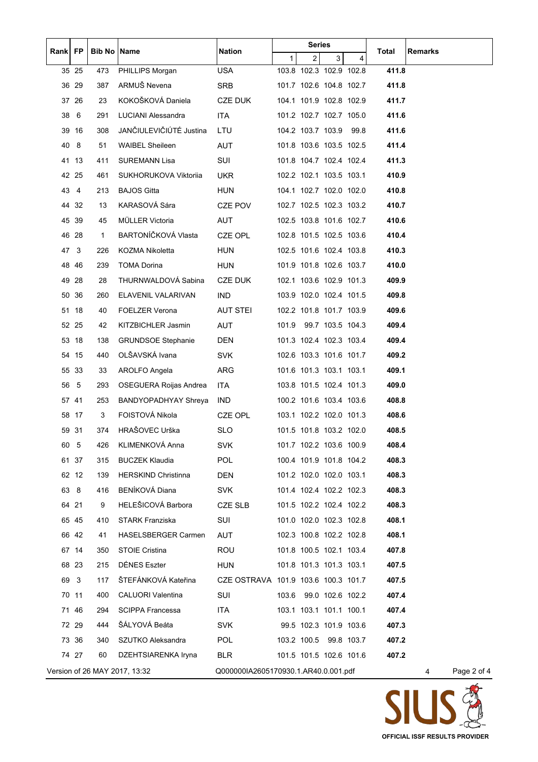| Rank | FP | Bib No | Name | Nation | Series | | | | Total | Remarks |
|---|---|---|---|---|---|---|---|---|---|---|
| | | | | | 1 | 2 | 3 | 4 | | |
| 35 | 25 | 473 | PHILLIPS Morgan | USA | 103.8 | 102.3 | 102.9 | 102.8 | **411.8** | |
| 36 | 29 | 387 | ARMUŠ Nevena | SRB | 101.7 | 102.6 | 104.8 | 102.7 | **411.8** | |
| 37 | 26 | 23 | KOKOŠKOVÁ Daniela | CZE DUK | 104.1 | 101.9 | 102.8 | 102.9 | **411.7** | |
| 38 | 6 | 291 | LUCIANI Alessandra | ITA | 101.2 | 102.7 | 102.7 | 105.0 | **411.6** | |
| 39 | 16 | 308 | JANČIULEVIČIŪTĖ Justina | LTU | 104.2 | 103.7 | 103.9 | 99.8 | **411.6** | |
| 40 | 8 | 51 | WAIBEL Sheileen | AUT | 101.8 | 103.6 | 103.5 | 102.5 | **411.4** | |
| 41 | 13 | 411 | SUREMANN Lisa | SUI | 101.8 | 104.7 | 102.4 | 102.4 | **411.3** | |
| 42 | 25 | 461 | SUKHORUKOVA Viktoriia | UKR | 102.2 | 102.1 | 103.5 | 103.1 | **410.9** | |
| 43 | 4 | 213 | BAJOS Gitta | HUN | 104.1 | 102.7 | 102.0 | 102.0 | **410.8** | |
| 44 | 32 | 13 | KARASOVÁ Sára | CZE POV | 102.7 | 102.5 | 102.3 | 103.2 | **410.7** | |
| 45 | 39 | 45 | MÜLLER Victoria | AUT | 102.5 | 103.8 | 101.6 | 102.7 | **410.6** | |
| 46 | 28 | 1 | BARTONÍČKOVÁ Vlasta | CZE OPL | 102.8 | 101.5 | 102.5 | 103.6 | **410.4** | |
| 47 | 3 | 226 | KOZMA Nikoletta | HUN | 102.5 | 101.6 | 102.4 | 103.8 | **410.3** | |
| 48 | 46 | 239 | TOMA Dorina | HUN | 101.9 | 101.8 | 102.6 | 103.7 | **410.0** | |
| 49 | 28 | 28 | THURNWALDOVÁ Sabina | CZE DUK | 102.1 | 103.6 | 102.9 | 101.3 | **409.9** | |
| 50 | 36 | 260 | ELAVENIL VALARIVAN | IND | 103.9 | 102.0 | 102.4 | 101.5 | **409.8** | |
| 51 | 18 | 40 | FOELZER Verona | AUT STEI | 102.2 | 101.8 | 101.7 | 103.9 | **409.6** | |
| 52 | 25 | 42 | KITZBICHLER Jasmin | AUT | 101.9 | 99.7 | 103.5 | 104.3 | **409.4** | |
| 53 | 18 | 138 | GRUNDSOE Stephanie | DEN | 101.3 | 102.4 | 102.3 | 103.4 | **409.4** | |
| 54 | 15 | 440 | OLŠAVSKÁ Ivana | SVK | 102.6 | 103.3 | 101.6 | 101.7 | **409.2** | |
| 55 | 33 | 33 | AROLFO Angela | ARG | 101.6 | 101.3 | 103.1 | 103.1 | **409.1** | |
| 56 | 5 | 293 | OSEGUERA Roijas Andrea | ITA | 103.8 | 101.5 | 102.4 | 101.3 | **409.0** | |
| 57 | 41 | 253 | BANDYOPADHYAY Shreya | IND | 100.2 | 101.6 | 103.4 | 103.6 | **408.8** | |
| 58 | 17 | 3 | FOISTOVÁ Nikola | CZE OPL | 103.1 | 102.2 | 102.0 | 101.3 | **408.6** | |
| 59 | 31 | 374 | HRAŠOVEC Urška | SLO | 101.5 | 101.8 | 103.2 | 102.0 | **408.5** | |
| 60 | 5 | 426 | KLIMENKOVÁ Anna | SVK | 101.7 | 102.2 | 103.6 | 100.9 | **408.4** | |
| 61 | 37 | 315 | BUCZEK Klaudia | POL | 100.4 | 101.9 | 101.8 | 104.2 | **408.3** | |
| 62 | 12 | 139 | HERSKIND Christinna | DEN | 101.2 | 102.0 | 102.0 | 103.1 | **408.3** | |
| 63 | 8 | 416 | BENÍKOVÁ Diana | SVK | 101.4 | 102.4 | 102.2 | 102.3 | **408.3** | |
| 64 | 21 | 9 | HELEŠICOVÁ Barbora | CZE SLB | 101.5 | 102.2 | 102.4 | 102.2 | **408.3** | |
| 65 | 45 | 410 | STARK Franziska | SUI | 101.0 | 102.0 | 102.3 | 102.8 | **408.1** | |
| 66 | 42 | 41 | HASELSBERGER Carmen | AUT | 102.3 | 100.8 | 102.2 | 102.8 | **408.1** | |
| 67 | 14 | 350 | STOIE Cristina | ROU | 101.8 | 100.5 | 102.1 | 103.4 | **407.8** | |
| 68 | 23 | 215 | DÉNES Eszter | HUN | 101.8 | 101.3 | 101.3 | 103.1 | **407.5** | |
| 69 | 3 | 117 | ŠTEFÁNKOVÁ Kateřina | CZE OSTRAVA | 101.9 | 103.6 | 100.3 | 101.7 | **407.5** | |
| 70 | 11 | 400 | CALUORI Valentina | SUI | 103.6 | 99.0 | 102.6 | 102.2 | **407.4** | |
| 71 | 46 | 294 | SCIPPA Francessa | ITA | 103.1 | 103.1 | 101.1 | 100.1 | **407.4** | |
| 72 | 29 | 444 | ŠÁLYOVÁ Beáta | SVK | 99.5 | 102.3 | 101.9 | 103.6 | **407.3** | |
| 73 | 36 | 340 | SZUTKO Aleksandra | POL | 103.2 | 100.5 | 99.8 | 103.7 | **407.2** | |
| 74 | 27 | 60 | DZEHTSIARENKA Iryna | BLR | 101.5 | 101.5 | 102.6 | 101.6 | **407.2** | |

Version of 26 MAY 2017, 13:32 Q000000IA2605170930.1.AR40.0.001.pdf

OFFICIAL ISSF RESULTS PROVIDER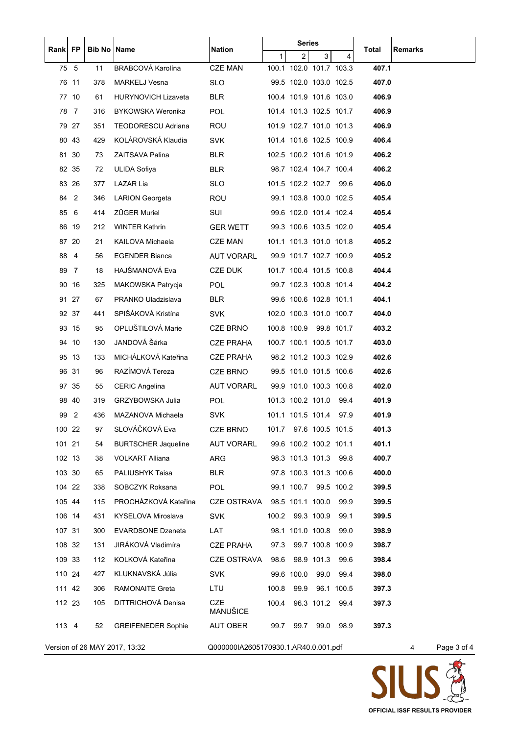| Rank | FP | Bib No | Name | Nation | Series | | | | Total | Remarks |
|---|---|---|---|---|---|---|---|---|---|---|
| | | | | | 1 | 2 | 3 | 4 | | |
| 75 | 5 | 11 | BRABCOVÁ Karolína | CZE MAN | 100.1 | 102.0 | 101.7 | 103.3 | **407.1** | |
| 76 | 11 | 378 | MARKELJ Vesna | SLO | 99.5 | 102.0 | 103.0 | 102.5 | **407.0** | |
| 77 | 10 | 61 | HURYNOVICH Lizaveta | BLR | 100.4 | 101.9 | 101.6 | 103.0 | **406.9** | |
| 78 | 7 | 316 | BYKOWSKA Weronika | POL | 101.4 | 101.3 | 102.5 | 101.7 | **406.9** | |
| 79 | 27 | 351 | TEODORESCU Adriana | ROU | 101.9 | 102.7 | 101.0 | 101.3 | **406.9** | |
| 80 | 43 | 429 | KOLÁROVSKÁ Klaudia | SVK | 101.4 | 101.6 | 102.5 | 100.9 | **406.4** | |
| 81 | 30 | 73 | ZAITSAVA Palina | BLR | 102.5 | 100.2 | 101.6 | 101.9 | **406.2** | |
| 82 | 35 | 72 | ULIDA Sofiya | BLR | 98.7 | 102.4 | 104.7 | 100.4 | **406.2** | |
| 83 | 26 | 377 | LAZAR Lia | SLO | 101.5 | 102.2 | 102.7 | 99.6 | **406.0** | |
| 84 | 2 | 346 | LARION Georgeta | ROU | 99.1 | 103.8 | 100.0 | 102.5 | **405.4** | |
| 85 | 6 | 414 | ZÜGER Muriel | SUI | 99.6 | 102.0 | 101.4 | 102.4 | **405.4** | |
| 86 | 19 | 212 | WINTER Kathrin | GER WETT | 99.3 | 100.6 | 103.5 | 102.0 | **405.4** | |
| 87 | 20 | 21 | KAILOVA Michaela | CZE MAN | 101.1 | 101.3 | 101.0 | 101.8 | **405.2** | |
| 88 | 4 | 56 | EGENDER Bianca | AUT VORARL | 99.9 | 101.7 | 102.7 | 100.9 | **405.2** | |
| 89 | 7 | 18 | HAJŠMANOVÁ Eva | CZE DUK | 101.7 | 100.4 | 101.5 | 100.8 | **404.4** | |
| 90 | 16 | 325 | MAKOWSKA Patrycja | POL | 99.7 | 102.3 | 100.8 | 101.4 | **404.2** | |
| 91 | 27 | 67 | PRANKO Uladzislava | BLR | 99.6 | 100.6 | 102.8 | 101.1 | **404.1** | |
| 92 | 37 | 441 | SPIŠÁKOVÁ Kristína | SVK | 102.0 | 100.3 | 101.0 | 100.7 | **404.0** | |
| 93 | 15 | 95 | OPLUŠTILOVÁ Marie | CZE BRNO | 100.8 | 100.9 | 99.8 | 101.7 | **403.2** | |
| 94 | 10 | 130 | JANDOVÁ Šárka | CZE PRAHA | 100.7 | 100.1 | 100.5 | 101.7 | **403.0** | |
| 95 | 13 | 133 | MICHÁLKOVÁ Kateřina | CZE PRAHA | 98.2 | 101.2 | 100.3 | 102.9 | **402.6** | |
| 96 | 31 | 96 | RAZÍMOVÁ Tereza | CZE BRNO | 99.5 | 101.0 | 101.5 | 100.6 | **402.6** | |
| 97 | 35 | 55 | CERIC Angelina | AUT VORARL | 99.9 | 101.0 | 100.3 | 100.8 | **402.0** | |
| 98 | 40 | 319 | GRZYBOWSKA Julia | POL | 101.3 | 100.2 | 101.0 | 99.4 | **401.9** | |
| 99 | 2 | 436 | MAZANOVA Michaela | SVK | 101.1 | 101.5 | 101.4 | 97.9 | **401.9** | |
| 100 | 22 | 97 | SLOVÁČKOVÁ Eva | CZE BRNO | 101.7 | 97.6 | 100.5 | 101.5 | **401.3** | |
| 101 | 21 | 54 | BURTSCHER Jaqueline | AUT VORARL | 99.6 | 100.2 | 100.2 | 101.1 | **401.1** | |
| 102 | 13 | 38 | VOLKART Alliana | ARG | 98.3 | 101.3 | 101.3 | 99.8 | **400.7** | |
| 103 | 30 | 65 | PALIUSHYK Taisa | BLR | 97.8 | 100.3 | 101.3 | 100.6 | **400.0** | |
| 104 | 22 | 338 | SOBCZYK Roksana | POL | 99.1 | 100.7 | 99.5 | 100.2 | **399.5** | |
| 105 | 44 | 115 | PROCHÁZKOVÁ Kateřina | CZE OSTRAVA | 98.5 | 101.1 | 100.0 | 99.9 | **399.5** | |
| 106 | 14 | 431 | KYSELOVA Miroslava | SVK | 100.2 | 99.3 | 100.9 | 99.1 | **399.5** | |
| 107 | 31 | 300 | EVARDSONE Dzeneta | LAT | 98.1 | 101.0 | 100.8 | 99.0 | **398.9** | |
| 108 | 32 | 131 | JIRÁKOVÁ Vladimíra | CZE PRAHA | 97.3 | 99.7 | 100.8 | 100.9 | **398.7** | |
| 109 | 33 | 112 | KOLKOVÁ Kateřina | CZE OSTRAVA | 98.6 | 98.9 | 101.3 | 99.6 | **398.4** | |
| 110 | 24 | 427 | KLUKNAVSKÁ Júlia | SVK | 99.6 | 100.0 | 99.0 | 99.4 | **398.0** | |
| 111 | 42 | 306 | RAMONAITE Greta | LTU | 100.8 | 99.9 | 96.1 | 100.5 | **397.3** | |
| 112 | 23 | 105 | DITTRICHOVÁ Denisa | CZE MANUŠICE | 100.4 | 96.3 | 101.2 | 99.4 | **397.3** | |
| 113 | 4 | 52 | GREIFENEDER Sophie | AUT OBER | 99.7 | 99.7 | 99.0 | 98.9 | **397.3** | |

Version of 26 MAY 2017, 13:32 — Q000000IA2605170930.1.AR40.0.001.pdf

OFFICIAL ISSF RESULTS PROVIDER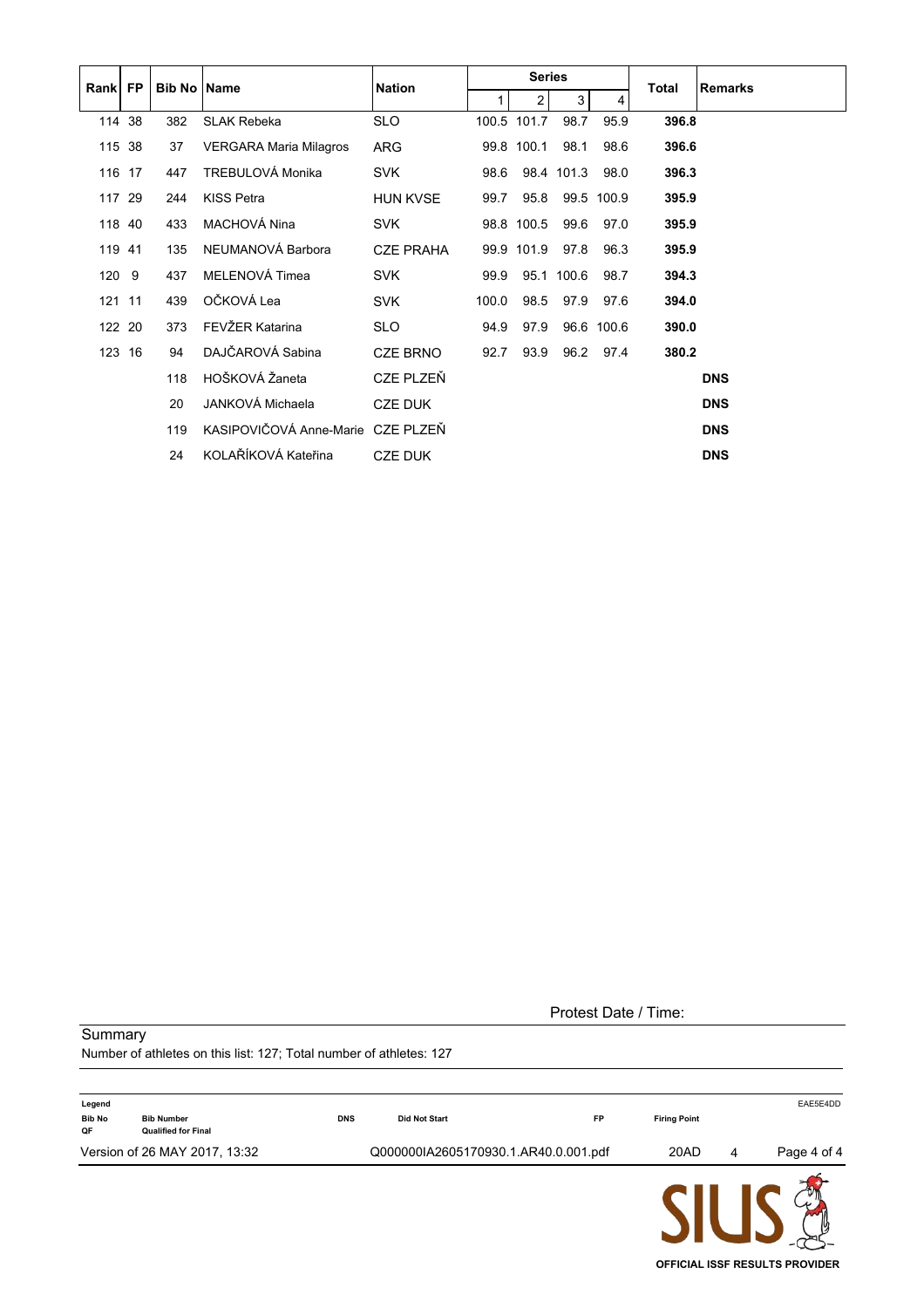| Rank | FP | Bib No | Name | Nation | Series | | | | Total | Remarks |
|---|---|---|---|---|---|---|---|---|---|---|
| | | | | | 1 | 2 | 3 | 4 | | |
| 114 | 38 | 382 | SLAK Rebeka | SLO | 100.5 | 101.7 | 98.7 | 95.9 | **396.8** | |
| 115 | 38 | 37 | VERGARA Maria Milagros | ARG | 99.8 | 100.1 | 98.1 | 98.6 | **396.6** | |
| 116 | 17 | 447 | TREBULOVÁ Monika | SVK | 98.6 | 98.4 | 101.3 | 98.0 | **396.3** | |
| 117 | 29 | 244 | KISS Petra | HUN KVSE | 99.7 | 95.8 | 99.5 | 100.9 | **395.9** | |
| 118 | 40 | 433 | MACHOVÁ Nina | SVK | 98.8 | 100.5 | 99.6 | 97.0 | **395.9** | |
| 119 | 41 | 135 | NEUMANOVÁ Barbora | CZE PRAHA | 99.9 | 101.9 | 97.8 | 96.3 | **395.9** | |
| 120 | 9 | 437 | MELENOVÁ Timea | SVK | 99.9 | 95.1 | 100.6 | 98.7 | **394.3** | |
| 121 | 11 | 439 | OČKOVÁ Lea | SVK | 100.0 | 98.5 | 97.9 | 97.6 | **394.0** | |
| 122 | 20 | 373 | FEVŽER Katarina | SLO | 94.9 | 97.9 | 96.6 | 100.6 | **390.0** | |
| 123 | 16 | 94 | DAJČAROVÁ Sabina | CZE BRNO | 92.7 | 93.9 | 96.2 | 97.4 | **380.2** | |
| | | 118 | HOŠKOVÁ Žaneta | CZE PLZEŇ | | | | | | **DNS** |
| | | 20 | JANKOVÁ Michaela | CZE DUK | | | | | | **DNS** |
| | | 119 | KASIPOVIČOVÁ Anne-Marie | CZE PLZEŇ | | | | | | **DNS** |
| | | 24 | KOLAŘÍKOVÁ Kateřina | CZE DUK | | | | | | **DNS** |

Protest Date / Time:

Summary

Number of athletes on this list: 127; Total number of athletes: 127

**Legend**

| | | | | | |
|---|---|---|---|---|---|
| **Bib No** | **Bib Number** | **DNS** | **Did Not Start** | **FP** | **Firing Point** |
| **QF** | **Qualified for Final** | | | | |

EAE5E4DD

Version of 26 MAY 2017, 13:32 — Q000000IA2605170930.1.AR40.0.001.pdf — 20AD — 4

SIUS — OFFICIAL ISSF RESULTS PROVIDER